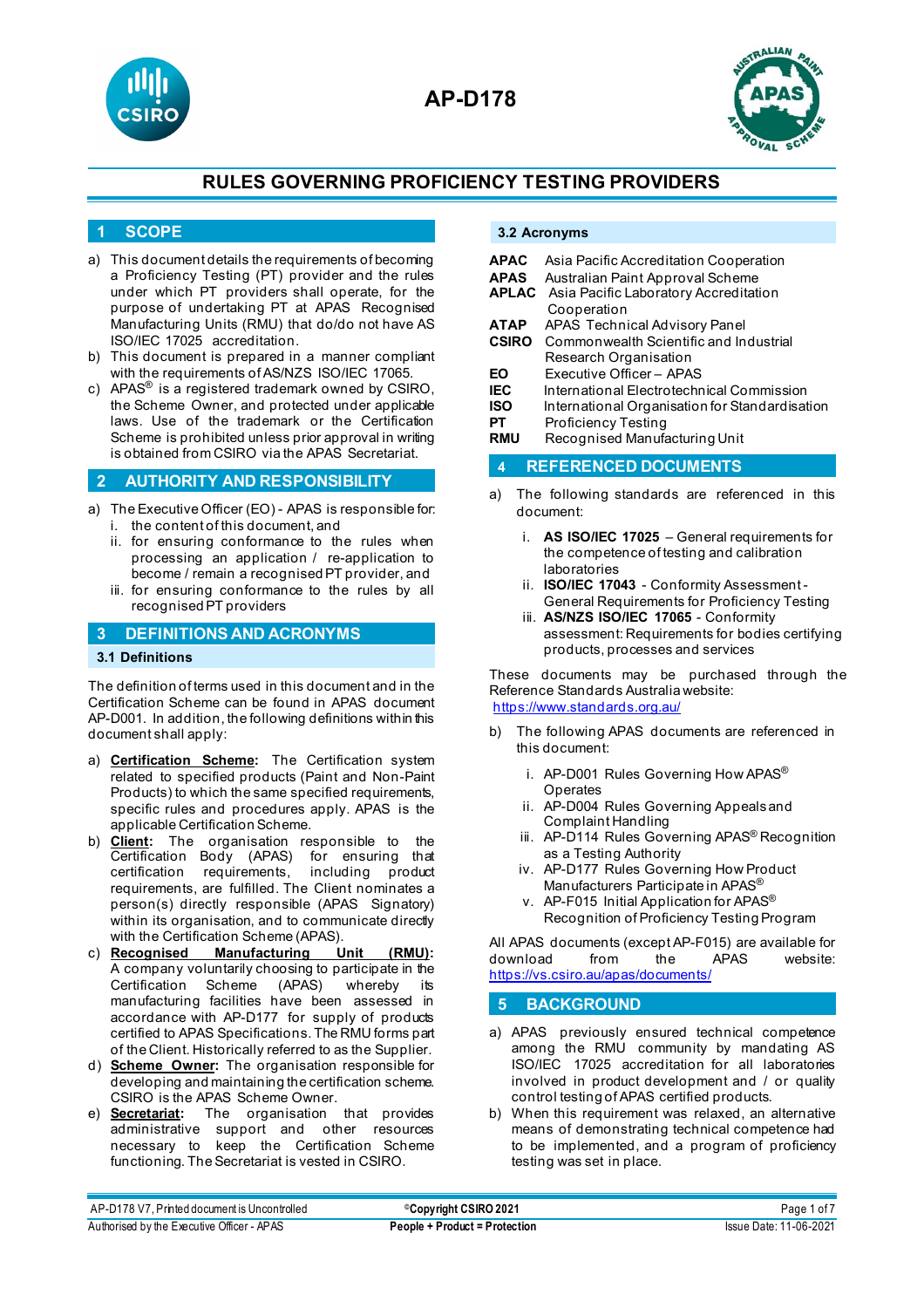# AP-D178

## RULES GOVERNING PROFICIENCY TESTING PROVIDERS

## 1 SCOPE

a) This document details the requirements of becoming a Proficiency Testing (PT) provider and the rules under which PT providers shall operate, for the purpose of undertaking PT at APAS Recognised Manufacturing Units (RMU) that do/do not have AS ISO/IEC 17025 accreditation.

b) This document is prepared in a manner compliant with the requirements of AS/NZS ISO/IEC 17065.

c) APAS® is a registered trademark owned by CSIRO, the Scheme Owner, and protected under applicable laws. Use of the trademark or the Certification Scheme is prohibited unless prior approval in writing is obtained from CSIRO via the APAS Secretariat.

## 2 AUTHORITY AND RESPONSIBILITY

a) The Executive Officer (EO) - APAS is responsible for:
   i. the content of this document, and
   ii. for ensuring conformance to the rules when processing an application / re-application to become / remain a recognised PT provider, and
   iii. for ensuring conformance to the rules by all recognised PT providers

## 3 DEFINITIONS AND ACRONYMS

### 3.1 Definitions

The definition of terms used in this document and in the Certification Scheme can be found in APAS document AP-D001. In addition, the following definitions within this document shall apply:

a) **Certification Scheme**: The Certification system related to specified products (Paint and Non-Paint Products) to which the same specified requirements, specific rules and procedures apply. APAS is the applicable Certification Scheme.

b) **Client**: The organisation responsible to the Certification Body (APAS) for ensuring that certification requirements, including product requirements, are fulfilled. The Client nominates a person(s) directly responsible (APAS Signatory) within its organisation, and to communicate directly with the Certification Scheme (APAS).

c) **Recognised Manufacturing Unit (RMU):** A company voluntarily choosing to participate in the Certification Scheme (APAS) whereby its manufacturing facilities have been assessed in accordance with AP-D177 for supply of products certified to APAS Specifications. The RMU forms part of the Client. Historically referred to as the Supplier.

d) **Scheme Owner**: The organisation responsible for developing and maintaining the certification scheme. CSIRO is the APAS Scheme Owner.

e) **Secretariat**: The organisation that provides administrative support and other resources necessary to keep the Certification Scheme functioning. The Secretariat is vested in CSIRO.

### 3.2 Acronyms

| | |
|---|---|
| **APAC** | Asia Pacific Accreditation Cooperation |
| **APAS** | Australian Paint Approval Scheme |
| **APLAC** | Asia Pacific Laboratory Accreditation Cooperation |
| **ATAP** | APAS Technical Advisory Panel |
| **CSIRO** | Commonwealth Scientific and Industrial Research Organisation |
| **EO** | Executive Officer – APAS |
| **IEC** | International Electrotechnical Commission |
| **ISO** | International Organisation for Standardisation |
| **PT** | Proficiency Testing |
| **RMU** | Recognised Manufacturing Unit |

## 4 REFERENCED DOCUMENTS

a) The following standards are referenced in this document:
   i. **AS ISO/IEC 17025** – General requirements for the competence of testing and calibration laboratories
   ii. **ISO/IEC 17043** - Conformity Assessment - General Requirements for Proficiency Testing
   iii. **AS/NZS ISO/IEC 17065** - Conformity assessment: Requirements for bodies certifying products, processes and services

These documents may be purchased through the Reference Standards Australia website: https://www.standards.org.au/

b) The following APAS documents are referenced in this document:
   i. AP-D001 Rules Governing How APAS® Operates
   ii. AP-D004 Rules Governing Appeals and Complaint Handling
   iii. AP-D114 Rules Governing APAS® Recognition as a Testing Authority
   iv. AP-D177 Rules Governing How Product Manufacturers Participate in APAS®
   v. AP-F015 Initial Application for APAS® Recognition of Proficiency Testing Program

All APAS documents (except AP-F015) are available for download from the APAS website: https://vs.csiro.au/apas/documents/

## 5 BACKGROUND

a) APAS previously ensured technical competence among the RMU community by mandating AS ISO/IEC 17025 accreditation for all laboratories involved in product development and / or quality control testing of APAS certified products.

b) When this requirement was relaxed, an alternative means of demonstrating technical competence had to be implemented, and a program of proficiency testing was set in place.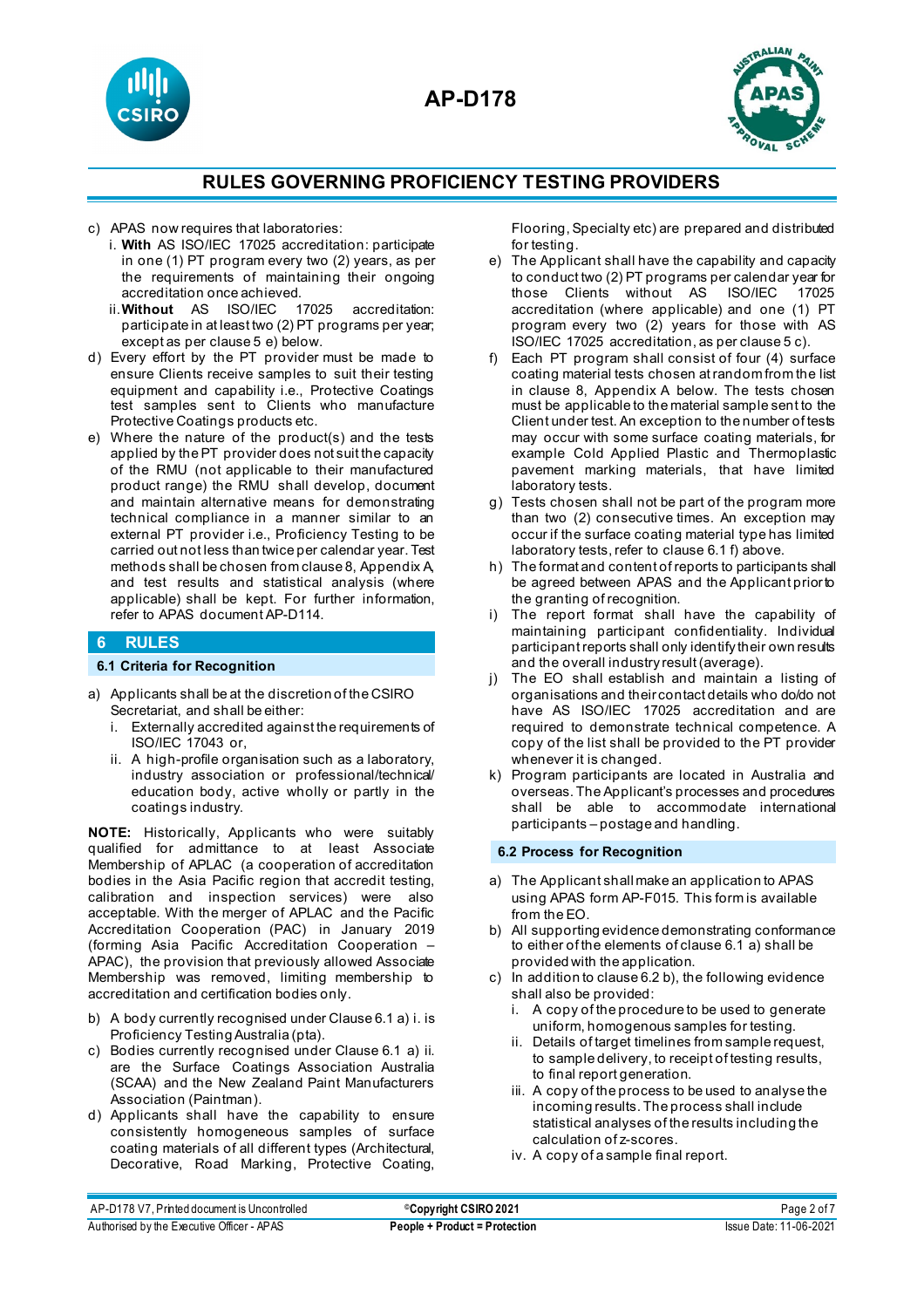c) APAS now requires that laboratories:
   i. **With** AS ISO/IEC 17025 accreditation: participate in one (1) PT program every two (2) years, as per the requirements of maintaining their ongoing accreditation once achieved.
   ii. **Without** AS ISO/IEC 17025 accreditation: participate in at least two (2) PT programs per year, except as per clause 5 e) below.

d) Every effort by the PT provider must be made to ensure Clients receive samples to suit their testing equipment and capability i.e., Protective Coatings test samples sent to Clients who manufacture Protective Coatings products etc.

e) Where the nature of the product(s) and the tests applied by the PT provider does not suit the capacity of the RMU (not applicable to their manufactured product range) the RMU shall develop, document and maintain alternative means for demonstrating technical compliance in a manner similar to an external PT provider i.e., Proficiency Testing to be carried out not less than twice per calendar year. Test methods shall be chosen from clause 8, Appendix A, and test results and statistical analysis (where applicable) shall be kept. For further information, refer to APAS document AP-D114.

## 6 RULES

### 6.1 Criteria for Recognition

a) Applicants shall be at the discretion of the CSIRO Secretariat, and shall be either:
   i. Externally accredited against the requirements of ISO/IEC 17043 or,
   ii. A high-profile organisation such as a laboratory, industry association or professional/technical/ education body, active wholly or partly in the coatings industry.

**NOTE:** Historically, Applicants who were suitably qualified for admittance to at least Associate Membership of APLAC (a cooperation of accreditation bodies in the Asia Pacific region that accredit testing, calibration and inspection services) were also acceptable. With the merger of APLAC and the Pacific Accreditation Cooperation (PAC) in January 2019 (forming Asia Pacific Accreditation Cooperation – APAC), the provision that previously allowed Associate Membership was removed, limiting membership to accreditation and certification bodies only.

b) A body currently recognised under Clause 6.1 a) i. is Proficiency Testing Australia (pta).

c) Bodies currently recognised under Clause 6.1 a) ii. are the Surface Coatings Association Australia (SCAA) and the New Zealand Paint Manufacturers Association (Paintman).

d) Applicants shall have the capability to ensure consistently homogeneous samples of surface coating materials of all different types (Architectural, Decorative, Road Marking, Protective Coating, Flooring, Specialty etc) are prepared and distributed for testing.

e) The Applicant shall have the capability and capacity to conduct two (2) PT programs per calendar year for those Clients without AS ISO/IEC 17025 accreditation (where applicable) and one (1) PT program every two (2) years for those with AS ISO/IEC 17025 accreditation, as per clause 5 c).

f) Each PT program shall consist of four (4) surface coating material tests chosen at random from the list in clause 8, Appendix A below. The tests chosen must be applicable to the material sample sent to the Client under test. An exception to the number of tests may occur with some surface coating materials, for example Cold Applied Plastic and Thermoplastic pavement marking materials, that have limited laboratory tests.

g) Tests chosen shall not be part of the program more than two (2) consecutive times. An exception may occur if the surface coating material type has limited laboratory tests, refer to clause 6.1 f) above.

h) The format and content of reports to participants shall be agreed between APAS and the Applicant prior to the granting of recognition.

i) The report format shall have the capability of maintaining participant confidentiality. Individual participant reports shall only identify their own results and the overall industry result (average).

j) The EO shall establish and maintain a listing of organisations and their contact details who do/do not have AS ISO/IEC 17025 accreditation and are required to demonstrate technical competence. A copy of the list shall be provided to the PT provider whenever it is changed.

k) Program participants are located in Australia and overseas. The Applicant's processes and procedures shall be able to accommodate international participants – postage and handling.

### 6.2 Process for Recognition

a) The Applicant shall make an application to APAS using APAS form AP-F015. This form is available from the EO.

b) All supporting evidence demonstrating conformance to either of the elements of clause 6.1 a) shall be provided with the application.

c) In addition to clause 6.2 b), the following evidence shall also be provided:
   i. A copy of the procedure to be used to generate uniform, homogenous samples for testing.
   ii. Details of target timelines from sample request, to sample delivery, to receipt of testing results, to final report generation.
   iii. A copy of the process to be used to analyse the incoming results. The process shall include statistical analyses of the results including the calculation of z-scores.
   iv. A copy of a sample final report.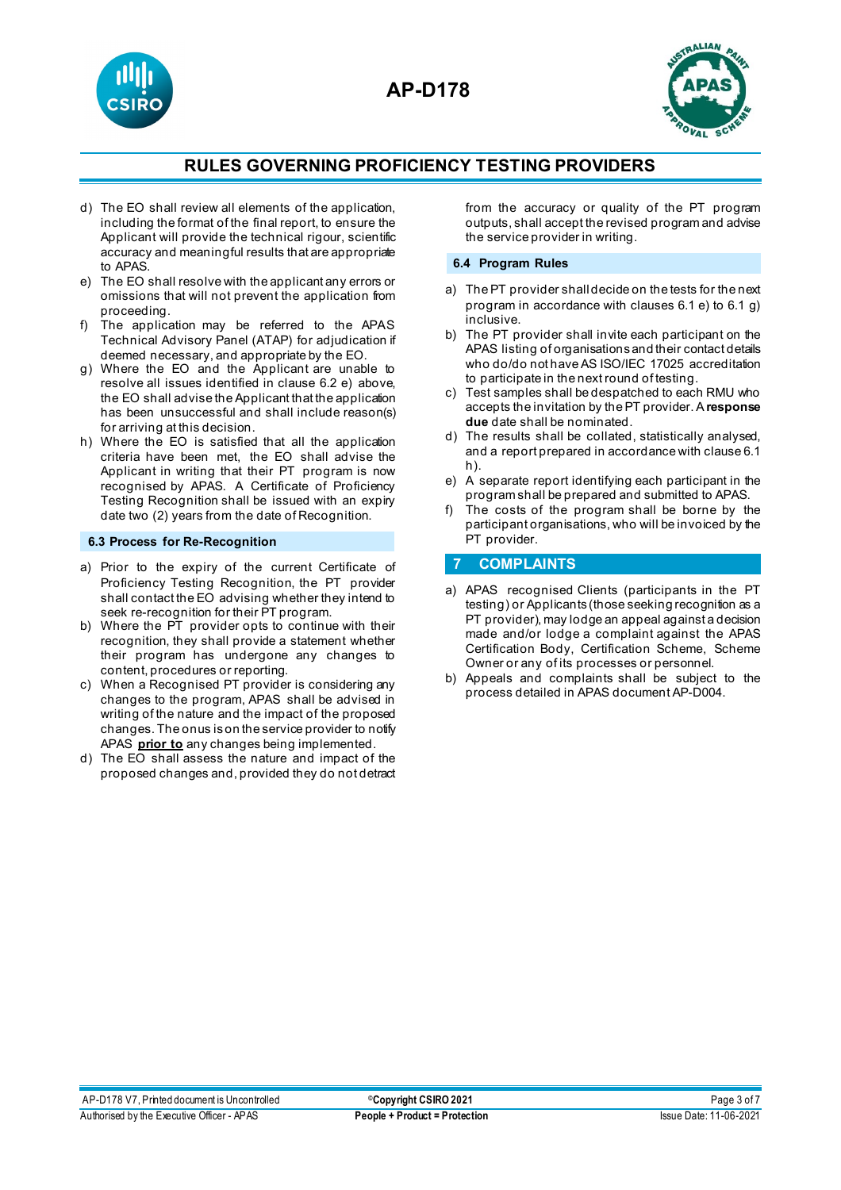d) The EO shall review all elements of the application, including the format of the final report, to ensure the Applicant will provide the technical rigour, scientific accuracy and meaningful results that are appropriate to APAS.

e) The EO shall resolve with the applicant any errors or omissions that will not prevent the application from proceeding.

f) The application may be referred to the APAS Technical Advisory Panel (ATAP) for adjudication if deemed necessary, and appropriate by the EO.

g) Where the EO and the Applicant are unable to resolve all issues identified in clause 6.2 e) above, the EO shall advise the Applicant that the application has been unsuccessful and shall include reason(s) for arriving at this decision.

h) Where the EO is satisfied that all the application criteria have been met, the EO shall advise the Applicant in writing that their PT program is now recognised by APAS. A Certificate of Proficiency Testing Recognition shall be issued with an expiry date two (2) years from the date of Recognition.

### 6.3 Process for Re-Recognition

a) Prior to the expiry of the current Certificate of Proficiency Testing Recognition, the PT provider shall contact the EO advising whether they intend to seek re-recognition for their PT program.

b) Where the PT provider opts to continue with their recognition, they shall provide a statement whether their program has undergone any changes to content, procedures or reporting.

c) When a Recognised PT provider is considering any changes to the program, APAS shall be advised in writing of the nature and the impact of the proposed changes. The onus is on the service provider to notify APAS **<u>prior to</u>** any changes being implemented.

d) The EO shall assess the nature and impact of the proposed changes and, provided they do not detract from the accuracy or quality of the PT program outputs, shall accept the revised program and advise the service provider in writing.

### 6.4 Program Rules

a) The PT provider shall decide on the tests for the next program in accordance with clauses 6.1 e) to 6.1 g) inclusive.

b) The PT provider shall invite each participant on the APAS listing of organisations and their contact details who do/do not have AS ISO/IEC 17025 accreditation to participate in the next round of testing.

c) Test samples shall be despatched to each RMU who accepts the invitation by the PT provider. A **response due** date shall be nominated.

d) The results shall be collated, statistically analysed, and a report prepared in accordance with clause 6.1 h).

e) A separate report identifying each participant in the program shall be prepared and submitted to APAS.

f) The costs of the program shall be borne by the participant organisations, who will be invoiced by the PT provider.

## 7 COMPLAINTS

a) APAS recognised Clients (participants in the PT testing) or Applicants (those seeking recognition as a PT provider), may lodge an appeal against a decision made and/or lodge a complaint against the APAS Certification Body, Certification Scheme, Scheme Owner or any of its processes or personnel.

b) Appeals and complaints shall be subject to the process detailed in APAS document AP-D004.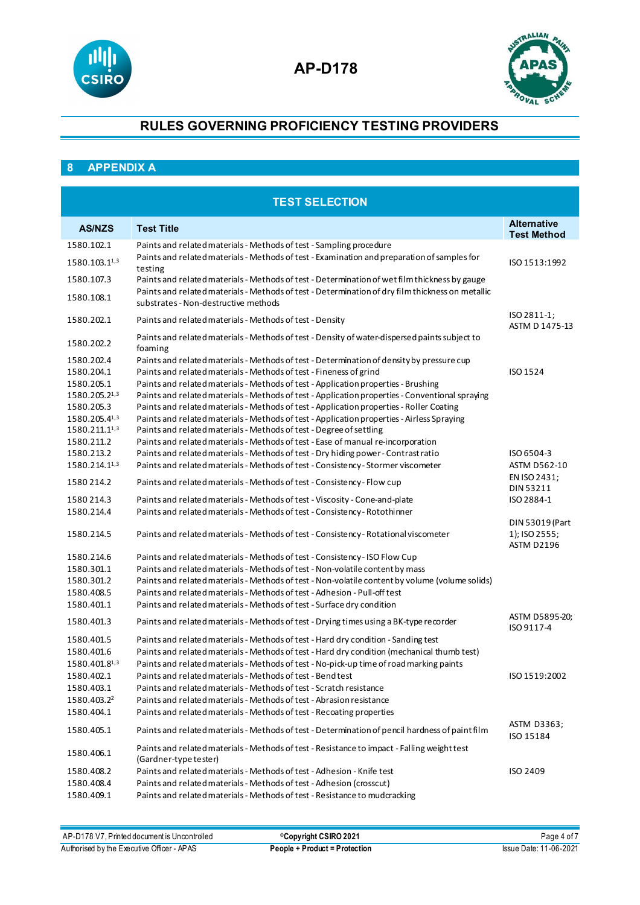## 8 APPENDIX A

| TEST SELECTION | | |
|---|---|---|
| **AS/NZS** | **Test Title** | **Alternative Test Method** |
| 1580.102.1 | Paints and related materials - Methods of test - Sampling procedure | |
| 1580.103.1[1,3] | Paints and related materials - Methods of test - Examination and preparation of samples for testing | ISO 1513:1992 |
| 1580.107.3 | Paints and related materials - Methods of test - Determination of wet film thickness by gauge | |
| 1580.108.1 | Paints and related materials - Methods of test - Determination of dry film thickness on metallic substrates - Non-destructive methods | |
| 1580.202.1 | Paints and related materials - Methods of test - Density | ISO 2811-1; ASTM D 1475-13 |
| 1580.202.2 | Paints and related materials - Methods of test - Density of water-dispersed paints subject to foaming | |
| 1580.202.4 | Paints and related materials - Methods of test - Determination of density by pressure cup | |
| 1580.204.1 | Paints and related materials - Methods of test - Fineness of grind | ISO 1524 |
| 1580.205.1 | Paints and related materials - Methods of test - Application properties - Brushing | |
| 1580.205.2[1,3] | Paints and related materials - Methods of test - Application properties - Conventional spraying | |
| 1580.205.3 | Paints and related materials - Methods of test - Application properties - Roller Coating | |
| 1580.205.4[1,3] | Paints and related materials - Methods of test - Application properties - Airless Spraying | |
| 1580.211.1[1,3] | Paints and related materials - Methods of test - Degree of settling | |
| 1580.211.2 | Paints and related materials - Methods of test - Ease of manual re-incorporation | |
| 1580.213.2 | Paints and related materials - Methods of test - Dry hiding power - Contrast ratio | ISO 6504-3 |
| 1580.214.1[1,3] | Paints and related materials - Methods of test - Consistency - Stormer viscometer | ASTM D562-10 |
| 1580 214.2 | Paints and related materials - Methods of test - Consistency - Flow cup | EN ISO 2431; DIN 53211 |
| 1580 214.3 | Paints and related materials - Methods of test - Viscosity - Cone-and-plate | ISO 2884-1 |
| 1580.214.4 | Paints and related materials - Methods of test - Consistency - Rotothinner | |
| 1580.214.5 | Paints and related materials - Methods of test - Consistency - Rotational viscometer | DIN 53019 (Part 1); ISO 2555; ASTM D2196 |
| 1580.214.6 | Paints and related materials - Methods of test - Consistency - ISO Flow Cup | |
| 1580.301.1 | Paints and related materials - Methods of test - Non-volatile content by mass | |
| 1580.301.2 | Paints and related materials - Methods of test - Non-volatile content by volume (volume solids) | |
| 1580.408.5 | Paints and related materials - Methods of test - Adhesion - Pull-off test | |
| 1580.401.1 | Paints and related materials - Methods of test - Surface dry condition | |
| 1580.401.3 | Paints and related materials - Methods of test - Drying times using a BK-type recorder | ASTM D5895-20; ISO 9117-4 |
| 1580.401.5 | Paints and related materials - Methods of test - Hard dry condition - Sanding test | |
| 1580.401.6 | Paints and related materials - Methods of test - Hard dry condition (mechanical thumb test) | |
| 1580.401.8[1,3] | Paints and related materials - Methods of test - No-pick-up time of road marking paints | |
| 1580.402.1 | Paints and related materials - Methods of test - Bend test | ISO 1519:2002 |
| 1580.403.1 | Paints and related materials - Methods of test - Scratch resistance | |
| 1580.403.2[2] | Paints and related materials - Methods of test - Abrasion resistance | |
| 1580.404.1 | Paints and related materials - Methods of test - Recoating properties | |
| 1580.405.1 | Paints and related materials - Methods of test - Determination of pencil hardness of paint film | ASTM D3363; ISO 15184 |
| 1580.406.1 | Paints and related materials - Methods of test - Resistance to impact - Falling weight test (Gardner-type tester) | |
| 1580.408.2 | Paints and related materials - Methods of test - Adhesion - Knife test | ISO 2409 |
| 1580.408.4 | Paints and related materials - Methods of test - Adhesion (crosscut) | |
| 1580.409.1 | Paints and related materials - Methods of test - Resistance to mudcracking | |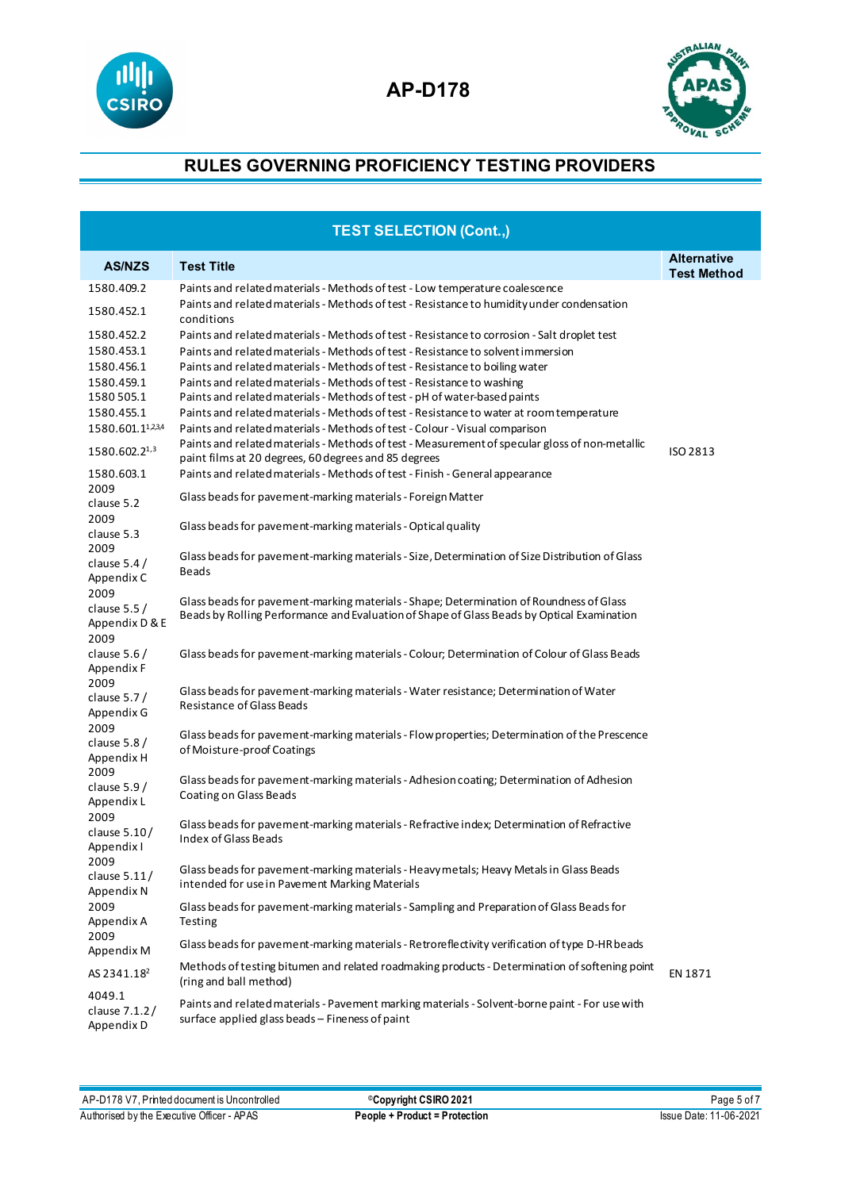# RULES GOVERNING PROFICIENCY TESTING PROVIDERS

## TEST SELECTION (Cont.,)

| AS/NZS | Test Title | Alternative Test Method |
|---|---|---|
| 1580.409.2 | Paints and related materials - Methods of test - Low temperature coalescence | |
| 1580.452.1 | Paints and related materials - Methods of test - Resistance to humidity under condensation conditions | |
| 1580.452.2 | Paints and related materials - Methods of test - Resistance to corrosion - Salt droplet test | |
| 1580.453.1 | Paints and related materials - Methods of test - Resistance to solvent immersion | |
| 1580.456.1 | Paints and related materials - Methods of test - Resistance to boiling water | |
| 1580.459.1 | Paints and related materials - Methods of test - Resistance to washing | |
| 1580 505.1 | Paints and related materials - Methods of test - pH of water-based paints | |
| 1580.455.1 | Paints and related materials - Methods of test - Resistance to water at room temperature | |
| 1580.601.1[1,2,3,4] | Paints and related materials - Methods of test - Colour - Visual comparison | |
| 1580.602.2[1,3] | Paints and related materials - Methods of test - Measurement of specular gloss of non-metallic paint films at 20 degrees, 60 degrees and 85 degrees | ISO 2813 |
| 1580.603.1 | Paints and related materials - Methods of test - Finish - General appearance | |
| 2009 clause 5.2 | Glass beads for pavement-marking materials - Foreign Matter | |
| 2009 clause 5.3 | Glass beads for pavement-marking materials - Optical quality | |
| 2009 clause 5.4 / Appendix C | Glass beads for pavement-marking materials - Size, Determination of Size Distribution of Glass Beads | |
| 2009 clause 5.5 / Appendix D & E | Glass beads for pavement-marking materials - Shape; Determination of Roundness of Glass Beads by Rolling Performance and Evaluation of Shape of Glass Beads by Optical Examination | |
| 2009 clause 5.6 / Appendix F | Glass beads for pavement-marking materials - Colour; Determination of Colour of Glass Beads | |
| 2009 clause 5.7 / Appendix G | Glass beads for pavement-marking materials - Water resistance; Determination of Water Resistance of Glass Beads | |
| 2009 clause 5.8 / Appendix H | Glass beads for pavement-marking materials - Flow properties; Determination of the Prescence of Moisture-proof Coatings | |
| 2009 clause 5.9 / Appendix L | Glass beads for pavement-marking materials - Adhesion coating; Determination of Adhesion Coating on Glass Beads | |
| 2009 clause 5.10 / Appendix I | Glass beads for pavement-marking materials - Refractive index; Determination of Refractive Index of Glass Beads | |
| 2009 clause 5.11 / Appendix N | Glass beads for pavement-marking materials - Heavy metals; Heavy Metals in Glass Beads intended for use in Pavement Marking Materials | |
| 2009 Appendix A | Glass beads for pavement-marking materials - Sampling and Preparation of Glass Beads for Testing | |
| 2009 Appendix M | Glass beads for pavement-marking materials - Retroreflectivity verification of type D-HR beads | |
| AS 2341.18[2] | Methods of testing bitumen and related roadmaking products - Determination of softening point (ring and ball method) | EN 1871 |
| 4049.1 clause 7.1.2 / Appendix D | Paints and related materials - Pavement marking materials - Solvent-borne paint - For use with surface applied glass beads – Fineness of paint | |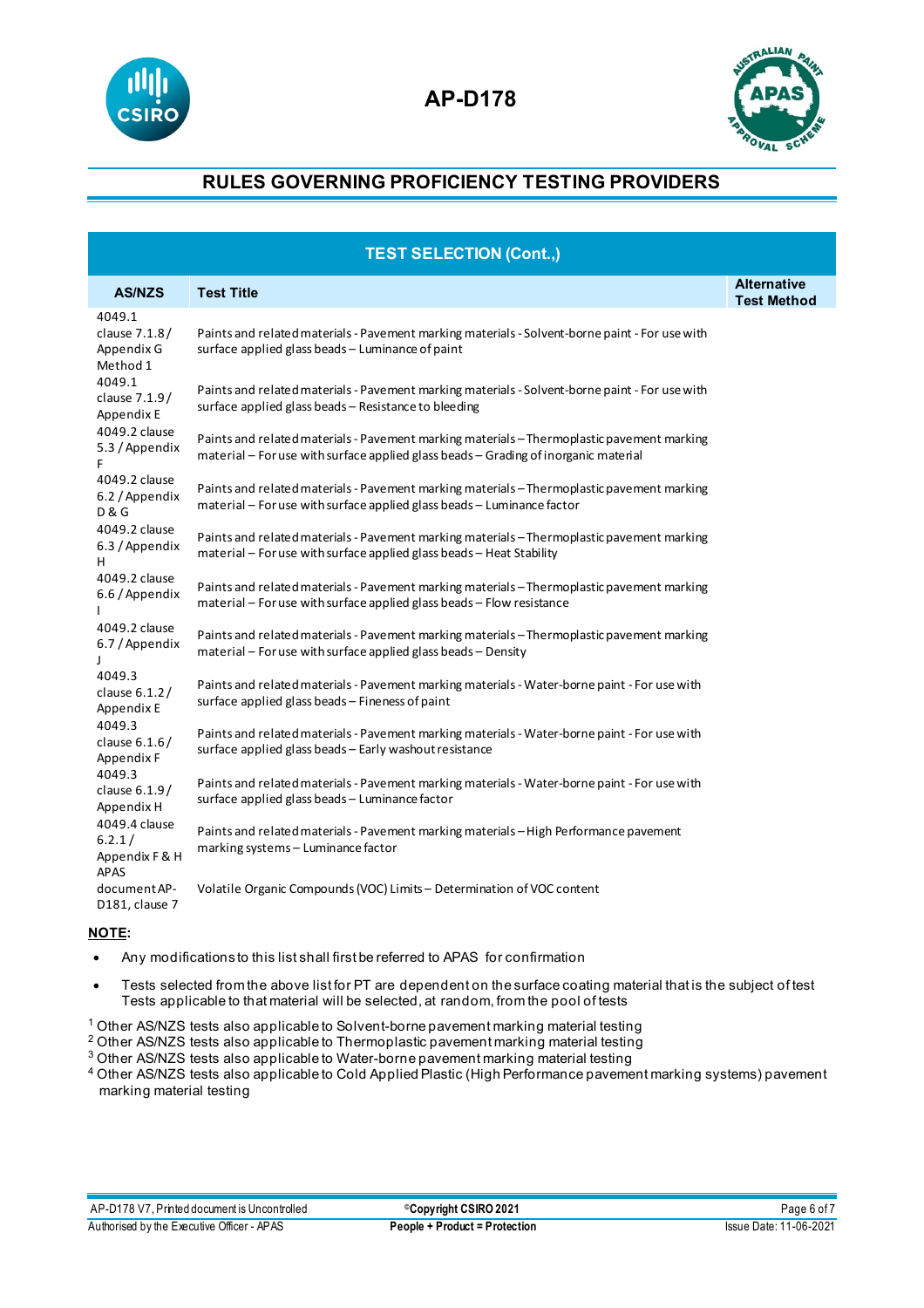## RULES GOVERNING PROFICIENCY TESTING PROVIDERS

| TEST SELECTION (Cont.,) | | |
|---|---|---|
| **AS/NZS** | **Test Title** | **Alternative Test Method** |
| 4049.1 clause 7.1.8 / Appendix G Method 1 | Paints and related materials - Pavement marking materials - Solvent-borne paint - For use with surface applied glass beads – Luminance of paint | |
| 4049.1 clause 7.1.9 / Appendix E | Paints and related materials - Pavement marking materials - Solvent-borne paint - For use with surface applied glass beads – Resistance to bleeding | |
| 4049.2 clause 5.3 / Appendix F | Paints and related materials - Pavement marking materials – Thermoplastic pavement marking material – For use with surface applied glass beads – Grading of inorganic material | |
| 4049.2 clause 6.2 / Appendix D & G | Paints and related materials - Pavement marking materials – Thermoplastic pavement marking material – For use with surface applied glass beads – Luminance factor | |
| 4049.2 clause 6.3 / Appendix H | Paints and related materials - Pavement marking materials – Thermoplastic pavement marking material – For use with surface applied glass beads – Heat Stability | |
| 4049.2 clause 6.6 / Appendix I | Paints and related materials - Pavement marking materials – Thermoplastic pavement marking material – For use with surface applied glass beads – Flow resistance | |
| 4049.2 clause 6.7 / Appendix J | Paints and related materials - Pavement marking materials – Thermoplastic pavement marking material – For use with surface applied glass beads – Density | |
| 4049.3 clause 6.1.2 / Appendix E | Paints and related materials - Pavement marking materials - Water-borne paint - For use with surface applied glass beads – Fineness of paint | |
| 4049.3 clause 6.1.6 / Appendix F | Paints and related materials - Pavement marking materials - Water-borne paint - For use with surface applied glass beads – Early washout resistance | |
| 4049.3 clause 6.1.9 / Appendix H | Paints and related materials - Pavement marking materials - Water-borne paint - For use with surface applied glass beads – Luminance factor | |
| 4049.4 clause 6.2.1 / Appendix F & H | Paints and related materials - Pavement marking materials – High Performance pavement marking systems – Luminance factor | |
| APAS document AP-D181, clause 7 | Volatile Organic Compounds (VOC) Limits – Determination of VOC content | |

**NOTE**:

- Any modifications to this list shall first be referred to APAS for confirmation
- Tests selected from the above list for PT are dependent on the surface coating material that is the subject of test Tests applicable to that material will be selected, at random, from the pool of tests

[1] Other AS/NZS tests also applicable to Solvent-borne pavement marking material testing
[2] Other AS/NZS tests also applicable to Thermoplastic pavement marking material testing
[3] Other AS/NZS tests also applicable to Water-borne pavement marking material testing
[4] Other AS/NZS tests also applicable to Cold Applied Plastic (High Performance pavement marking systems) pavement marking material testing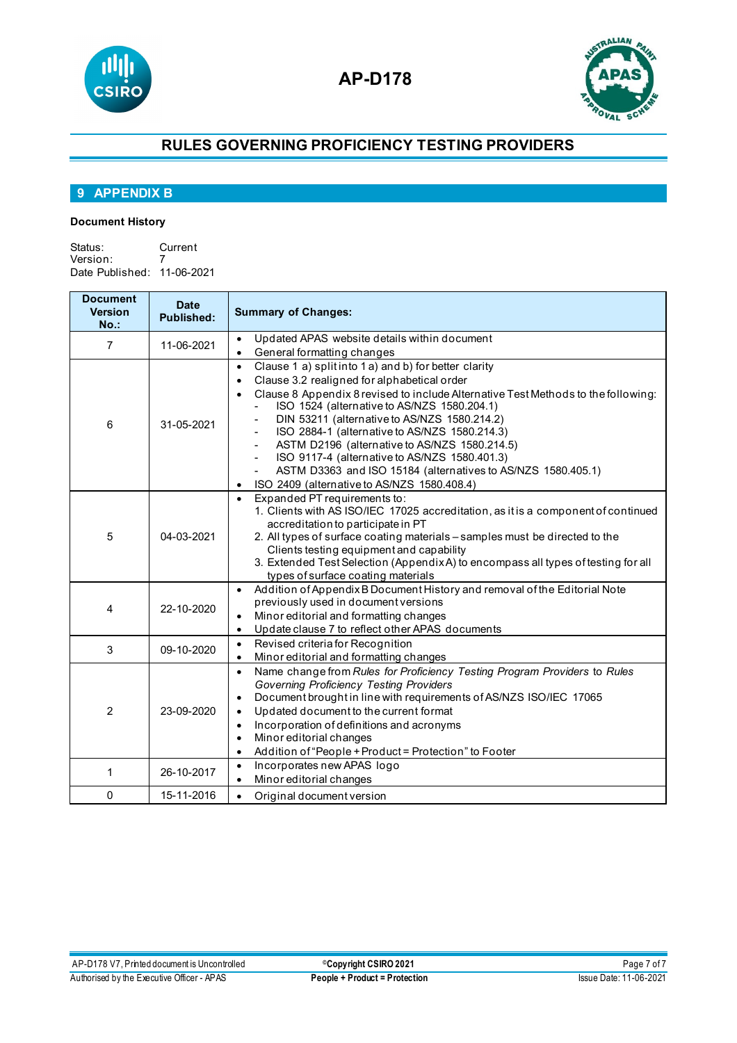## 9 APPENDIX B

**Document History**

Status: Current
Version: 7
Date Published: 11-06-2021

| Document Version No.: | Date Published: | Summary of Changes: |
|---|---|---|
| 7 | 11-06-2021 | • Updated APAS website details within document<br>• General formatting changes |
| 6 | 31-05-2021 | • Clause 1 a) split into 1 a) and b) for better clarity<br>• Clause 3.2 realigned for alphabetical order<br>• Clause 8 Appendix 8 revised to include Alternative Test Methods to the following:<br>- ISO 1524 (alternative to AS/NZS 1580.204.1)<br>- DIN 53211 (alternative to AS/NZS 1580.214.2)<br>- ISO 2884-1 (alternative to AS/NZS 1580.214.3)<br>- ASTM D2196 (alternative to AS/NZS 1580.214.5)<br>- ISO 9117-4 (alternative to AS/NZS 1580.401.3)<br>- ASTM D3363 and ISO 15184 (alternatives to AS/NZS 1580.405.1)<br>• ISO 2409 (alternative to AS/NZS 1580.408.4) |
| 5 | 04-03-2021 | • Expanded PT requirements to:<br>1. Clients with AS ISO/IEC 17025 accreditation, as it is a component of continued accreditation to participate in PT<br>2. All types of surface coating materials – samples must be directed to the Clients testing equipment and capability<br>3. Extended Test Selection (Appendix A) to encompass all types of testing for all types of surface coating materials |
| 4 | 22-10-2020 | • Addition of Appendix B Document History and removal of the Editorial Note previously used in document versions<br>• Minor editorial and formatting changes<br>• Update clause 7 to reflect other APAS documents |
| 3 | 09-10-2020 | • Revised criteria for Recognition<br>• Minor editorial and formatting changes |
| 2 | 23-09-2020 | • Name change from *Rules for Proficiency Testing Program Providers* to *Rules Governing Proficiency Testing Providers*<br>• Document brought in line with requirements of AS/NZS ISO/IEC 17065<br>• Updated document to the current format<br>• Incorporation of definitions and acronyms<br>• Minor editorial changes<br>• Addition of "People + Product = Protection" to Footer |
| 1 | 26-10-2017 | • Incorporates new APAS logo<br>• Minor editorial changes |
| 0 | 15-11-2016 | • Original document version |